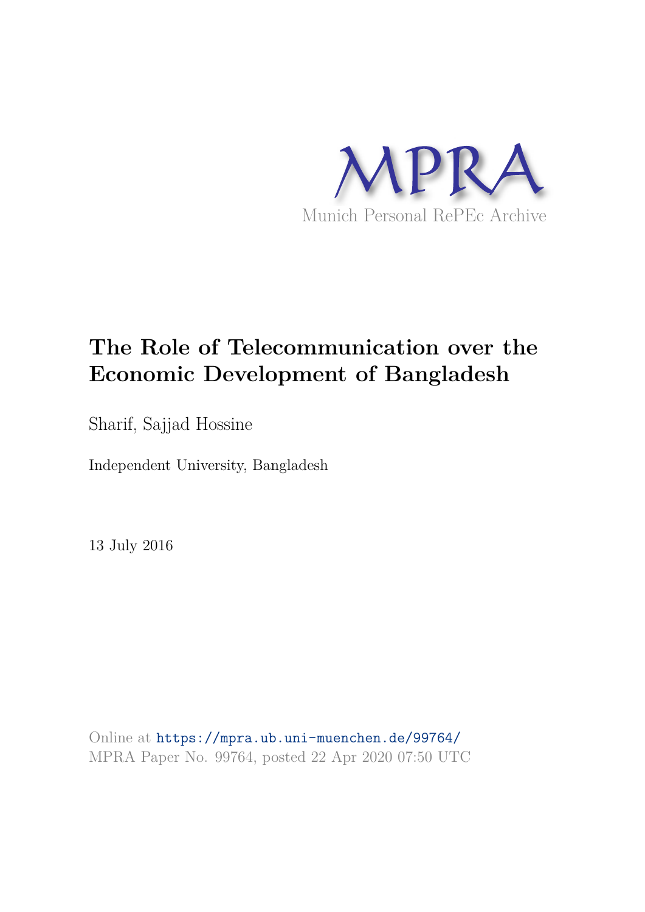MPRA

Munich Personal RePEc Archive

# The Role of Telecommunication over the Economic Development of Bangladesh

Sharif, Sajjad Hossine

Independent University, Bangladesh

13 July 2016

Online at https://mpra.ub.uni-muenchen.de/99764/
MPRA Paper No. 99764, posted 22 Apr 2020 07:50 UTC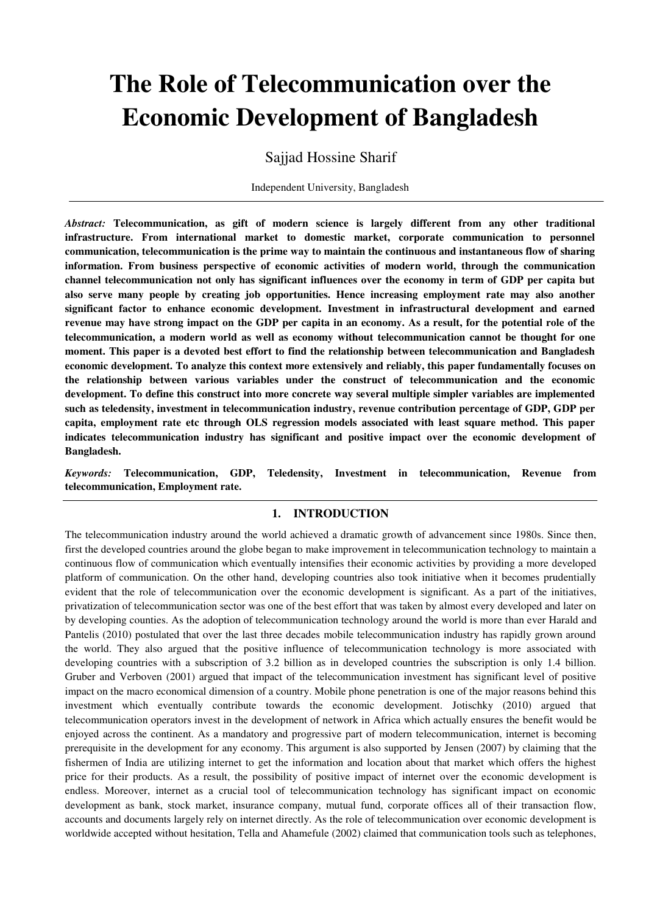# The Role of Telecommunication over the Economic Development of Bangladesh

Sajjad Hossine Sharif

Independent University, Bangladesh

---

*Abstract:* **Telecommunication, as gift of modern science is largely different from any other traditional infrastructure. From international market to domestic market, corporate communication to personnel communication, telecommunication is the prime way to maintain the continuous and instantaneous flow of sharing information. From business perspective of economic activities of modern world, through the communication channel telecommunication not only has significant influences over the economy in term of GDP per capita but also serve many people by creating job opportunities. Hence increasing employment rate may also another significant factor to enhance economic development. Investment in infrastructural development and earned revenue may have strong impact on the GDP per capita in an economy. As a result, for the potential role of the telecommunication, a modern world as well as economy without telecommunication cannot be thought for one moment. This paper is a devoted best effort to find the relationship between telecommunication and Bangladesh economic development. To analyze this context more extensively and reliably, this paper fundamentally focuses on the relationship between various variables under the construct of telecommunication and the economic development. To define this construct into more concrete way several multiple simpler variables are implemented such as teledensity, investment in telecommunication industry, revenue contribution percentage of GDP, GDP per capita, employment rate etc through OLS regression models associated with least square method. This paper indicates telecommunication industry has significant and positive impact over the economic development of Bangladesh.**

*Keywords:* **Telecommunication, GDP, Teledensity, Investment in telecommunication, Revenue from telecommunication, Employment rate.**

---

## 1. INTRODUCTION

The telecommunication industry around the world achieved a dramatic growth of advancement since 1980s. Since then, first the developed countries around the globe began to make improvement in telecommunication technology to maintain a continuous flow of communication which eventually intensifies their economic activities by providing a more developed platform of communication. On the other hand, developing countries also took initiative when it becomes prudentially evident that the role of telecommunication over the economic development is significant. As a part of the initiatives, privatization of telecommunication sector was one of the best effort that was taken by almost every developed and later on by developing counties. As the adoption of telecommunication technology around the world is more than ever Harald and Pantelis (2010) postulated that over the last three decades mobile telecommunication industry has rapidly grown around the world. They also argued that the positive influence of telecommunication technology is more associated with developing countries with a subscription of 3.2 billion as in developed countries the subscription is only 1.4 billion. Gruber and Verboven (2001) argued that impact of the telecommunication investment has significant level of positive impact on the macro economical dimension of a country. Mobile phone penetration is one of the major reasons behind this investment which eventually contribute towards the economic development. Jotischky (2010) argued that telecommunication operators invest in the development of network in Africa which actually ensures the benefit would be enjoyed across the continent. As a mandatory and progressive part of modern telecommunication, internet is becoming prerequisite in the development for any economy. This argument is also supported by Jensen (2007) by claiming that the fishermen of India are utilizing internet to get the information and location about that market which offers the highest price for their products. As a result, the possibility of positive impact of internet over the economic development is endless. Moreover, internet as a crucial tool of telecommunication technology has significant impact on economic development as bank, stock market, insurance company, mutual fund, corporate offices all of their transaction flow, accounts and documents largely rely on internet directly. As the role of telecommunication over economic development is worldwide accepted without hesitation, Tella and Ahamefule (2002) claimed that communication tools such as telephones,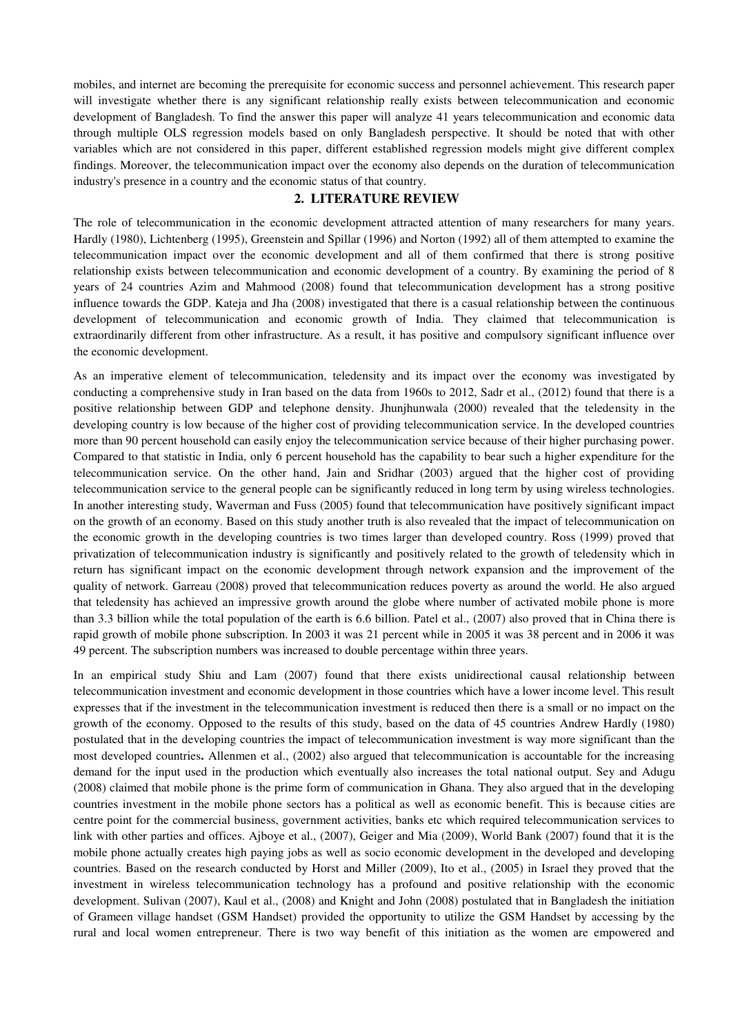mobiles, and internet are becoming the prerequisite for economic success and personnel achievement. This research paper will investigate whether there is any significant relationship really exists between telecommunication and economic development of Bangladesh. To find the answer this paper will analyze 41 years telecommunication and economic data through multiple OLS regression models based on only Bangladesh perspective. It should be noted that with other variables which are not considered in this paper, different established regression models might give different complex findings. Moreover, the telecommunication impact over the economy also depends on the duration of telecommunication industry's presence in a country and the economic status of that country.

## 2. LITERATURE REVIEW

The role of telecommunication in the economic development attracted attention of many researchers for many years. Hardly (1980), Lichtenberg (1995), Greenstein and Spillar (1996) and Norton (1992) all of them attempted to examine the telecommunication impact over the economic development and all of them confirmed that there is strong positive relationship exists between telecommunication and economic development of a country. By examining the period of 8 years of 24 countries Azim and Mahmood (2008) found that telecommunication development has a strong positive influence towards the GDP. Kateja and Jha (2008) investigated that there is a casual relationship between the continuous development of telecommunication and economic growth of India. They claimed that telecommunication is extraordinarily different from other infrastructure. As a result, it has positive and compulsory significant influence over the economic development.

As an imperative element of telecommunication, teledensity and its impact over the economy was investigated by conducting a comprehensive study in Iran based on the data from 1960s to 2012, Sadr et al., (2012) found that there is a positive relationship between GDP and telephone density. Jhunjhunwala (2000) revealed that the teledensity in the developing country is low because of the higher cost of providing telecommunication service. In the developed countries more than 90 percent household can easily enjoy the telecommunication service because of their higher purchasing power. Compared to that statistic in India, only 6 percent household has the capability to bear such a higher expenditure for the telecommunication service. On the other hand, Jain and Sridhar (2003) argued that the higher cost of providing telecommunication service to the general people can be significantly reduced in long term by using wireless technologies. In another interesting study, Waverman and Fuss (2005) found that telecommunication have positively significant impact on the growth of an economy. Based on this study another truth is also revealed that the impact of telecommunication on the economic growth in the developing countries is two times larger than developed country. Ross (1999) proved that privatization of telecommunication industry is significantly and positively related to the growth of teledensity which in return has significant impact on the economic development through network expansion and the improvement of the quality of network. Garreau (2008) proved that telecommunication reduces poverty as around the world. He also argued that teledensity has achieved an impressive growth around the globe where number of activated mobile phone is more than 3.3 billion while the total population of the earth is 6.6 billion. Patel et al., (2007) also proved that in China there is rapid growth of mobile phone subscription. In 2003 it was 21 percent while in 2005 it was 38 percent and in 2006 it was 49 percent. The subscription numbers was increased to double percentage within three years.

In an empirical study Shiu and Lam (2007) found that there exists unidirectional causal relationship between telecommunication investment and economic development in those countries which have a lower income level. This result expresses that if the investment in the telecommunication investment is reduced then there is a small or no impact on the growth of the economy. Opposed to the results of this study, based on the data of 45 countries Andrew Hardly (1980) postulated that in the developing countries the impact of telecommunication investment is way more significant than the most developed countries**.** Allenmen et al., (2002) also argued that telecommunication is accountable for the increasing demand for the input used in the production which eventually also increases the total national output. Sey and Adugu (2008) claimed that mobile phone is the prime form of communication in Ghana. They also argued that in the developing countries investment in the mobile phone sectors has a political as well as economic benefit. This is because cities are centre point for the commercial business, government activities, banks etc which required telecommunication services to link with other parties and offices. Ajboye et al., (2007), Geiger and Mia (2009), World Bank (2007) found that it is the mobile phone actually creates high paying jobs as well as socio economic development in the developed and developing countries. Based on the research conducted by Horst and Miller (2009), Ito et al., (2005) in Israel they proved that the investment in wireless telecommunication technology has a profound and positive relationship with the economic development. Sulivan (2007), Kaul et al., (2008) and Knight and John (2008) postulated that in Bangladesh the initiation of Grameen village handset (GSM Handset) provided the opportunity to utilize the GSM Handset by accessing by the rural and local women entrepreneur. There is two way benefit of this initiation as the women are empowered and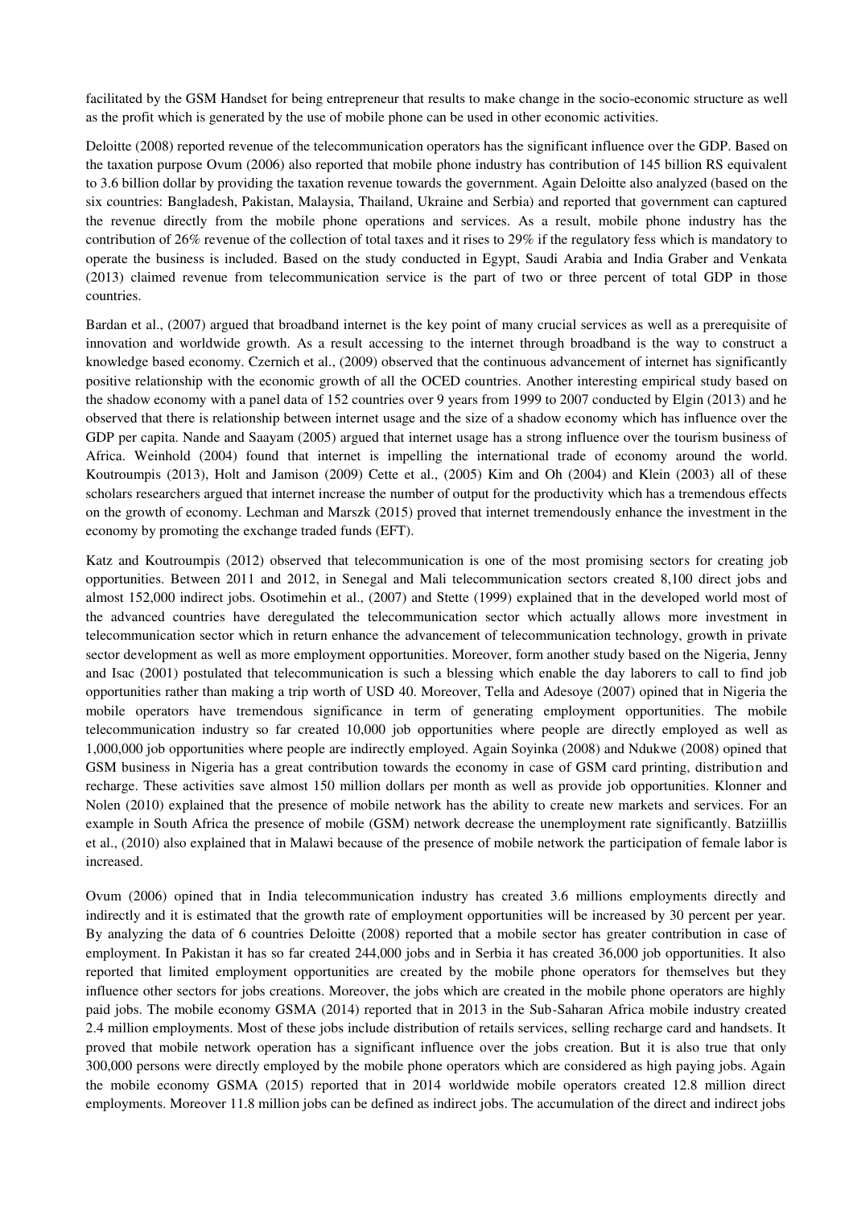facilitated by the GSM Handset for being entrepreneur that results to make change in the socio-economic structure as well as the profit which is generated by the use of mobile phone can be used in other economic activities.

Deloitte (2008) reported revenue of the telecommunication operators has the significant influence over the GDP. Based on the taxation purpose Ovum (2006) also reported that mobile phone industry has contribution of 145 billion RS equivalent to 3.6 billion dollar by providing the taxation revenue towards the government. Again Deloitte also analyzed (based on the six countries: Bangladesh, Pakistan, Malaysia, Thailand, Ukraine and Serbia) and reported that government can captured the revenue directly from the mobile phone operations and services. As a result, mobile phone industry has the contribution of 26% revenue of the collection of total taxes and it rises to 29% if the regulatory fess which is mandatory to operate the business is included. Based on the study conducted in Egypt, Saudi Arabia and India Graber and Venkata (2013) claimed revenue from telecommunication service is the part of two or three percent of total GDP in those countries.

Bardan et al., (2007) argued that broadband internet is the key point of many crucial services as well as a prerequisite of innovation and worldwide growth. As a result accessing to the internet through broadband is the way to construct a knowledge based economy. Czernich et al., (2009) observed that the continuous advancement of internet has significantly positive relationship with the economic growth of all the OCED countries. Another interesting empirical study based on the shadow economy with a panel data of 152 countries over 9 years from 1999 to 2007 conducted by Elgin (2013) and he observed that there is relationship between internet usage and the size of a shadow economy which has influence over the GDP per capita. Nande and Saayam (2005) argued that internet usage has a strong influence over the tourism business of Africa. Weinhold (2004) found that internet is impelling the international trade of economy around the world. Koutroumpis (2013), Holt and Jamison (2009) Cette et al., (2005) Kim and Oh (2004) and Klein (2003) all of these scholars researchers argued that internet increase the number of output for the productivity which has a tremendous effects on the growth of economy. Lechman and Marszk (2015) proved that internet tremendously enhance the investment in the economy by promoting the exchange traded funds (EFT).

Katz and Koutroumpis (2012) observed that telecommunication is one of the most promising sectors for creating job opportunities. Between 2011 and 2012, in Senegal and Mali telecommunication sectors created 8,100 direct jobs and almost 152,000 indirect jobs. Osotimehin et al., (2007) and Stette (1999) explained that in the developed world most of the advanced countries have deregulated the telecommunication sector which actually allows more investment in telecommunication sector which in return enhance the advancement of telecommunication technology, growth in private sector development as well as more employment opportunities. Moreover, form another study based on the Nigeria, Jenny and Isac (2001) postulated that telecommunication is such a blessing which enable the day laborers to call to find job opportunities rather than making a trip worth of USD 40. Moreover, Tella and Adesoye (2007) opined that in Nigeria the mobile operators have tremendous significance in term of generating employment opportunities. The mobile telecommunication industry so far created 10,000 job opportunities where people are directly employed as well as 1,000,000 job opportunities where people are indirectly employed. Again Soyinka (2008) and Ndukwe (2008) opined that GSM business in Nigeria has a great contribution towards the economy in case of GSM card printing, distribution and recharge. These activities save almost 150 million dollars per month as well as provide job opportunities. Klonner and Nolen (2010) explained that the presence of mobile network has the ability to create new markets and services. For an example in South Africa the presence of mobile (GSM) network decrease the unemployment rate significantly. Batziillis et al., (2010) also explained that in Malawi because of the presence of mobile network the participation of female labor is increased.

Ovum (2006) opined that in India telecommunication industry has created 3.6 millions employments directly and indirectly and it is estimated that the growth rate of employment opportunities will be increased by 30 percent per year. By analyzing the data of 6 countries Deloitte (2008) reported that a mobile sector has greater contribution in case of employment. In Pakistan it has so far created 244,000 jobs and in Serbia it has created 36,000 job opportunities. It also reported that limited employment opportunities are created by the mobile phone operators for themselves but they influence other sectors for jobs creations. Moreover, the jobs which are created in the mobile phone operators are highly paid jobs. The mobile economy GSMA (2014) reported that in 2013 in the Sub-Saharan Africa mobile industry created 2.4 million employments. Most of these jobs include distribution of retails services, selling recharge card and handsets. It proved that mobile network operation has a significant influence over the jobs creation. But it is also true that only 300,000 persons were directly employed by the mobile phone operators which are considered as high paying jobs. Again the mobile economy GSMA (2015) reported that in 2014 worldwide mobile operators created 12.8 million direct employments. Moreover 11.8 million jobs can be defined as indirect jobs. The accumulation of the direct and indirect jobs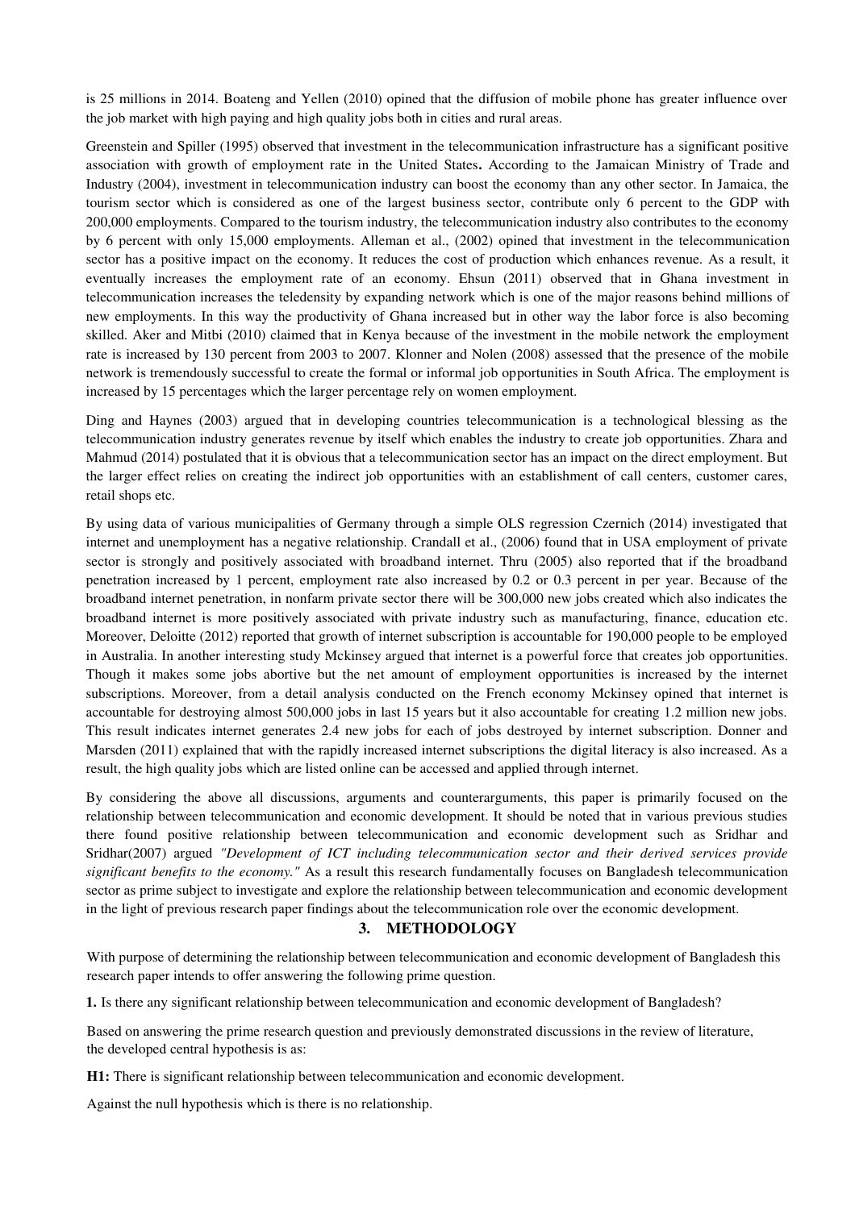is 25 millions in 2014. Boateng and Yellen (2010) opined that the diffusion of mobile phone has greater influence over the job market with high paying and high quality jobs both in cities and rural areas.

Greenstein and Spiller (1995) observed that investment in the telecommunication infrastructure has a significant positive association with growth of employment rate in the United States**.** According to the Jamaican Ministry of Trade and Industry (2004), investment in telecommunication industry can boost the economy than any other sector. In Jamaica, the tourism sector which is considered as one of the largest business sector, contribute only 6 percent to the GDP with 200,000 employments. Compared to the tourism industry, the telecommunication industry also contributes to the economy by 6 percent with only 15,000 employments. Alleman et al., (2002) opined that investment in the telecommunication sector has a positive impact on the economy. It reduces the cost of production which enhances revenue. As a result, it eventually increases the employment rate of an economy. Ehsun (2011) observed that in Ghana investment in telecommunication increases the teledensity by expanding network which is one of the major reasons behind millions of new employments. In this way the productivity of Ghana increased but in other way the labor force is also becoming skilled. Aker and Mitbi (2010) claimed that in Kenya because of the investment in the mobile network the employment rate is increased by 130 percent from 2003 to 2007. Klonner and Nolen (2008) assessed that the presence of the mobile network is tremendously successful to create the formal or informal job opportunities in South Africa. The employment is increased by 15 percentages which the larger percentage rely on women employment.

Ding and Haynes (2003) argued that in developing countries telecommunication is a technological blessing as the telecommunication industry generates revenue by itself which enables the industry to create job opportunities. Zhara and Mahmud (2014) postulated that it is obvious that a telecommunication sector has an impact on the direct employment. But the larger effect relies on creating the indirect job opportunities with an establishment of call centers, customer cares, retail shops etc.

By using data of various municipalities of Germany through a simple OLS regression Czernich (2014) investigated that internet and unemployment has a negative relationship. Crandall et al., (2006) found that in USA employment of private sector is strongly and positively associated with broadband internet. Thru (2005) also reported that if the broadband penetration increased by 1 percent, employment rate also increased by 0.2 or 0.3 percent in per year. Because of the broadband internet penetration, in nonfarm private sector there will be 300,000 new jobs created which also indicates the broadband internet is more positively associated with private industry such as manufacturing, finance, education etc. Moreover, Deloitte (2012) reported that growth of internet subscription is accountable for 190,000 people to be employed in Australia. In another interesting study Mckinsey argued that internet is a powerful force that creates job opportunities. Though it makes some jobs abortive but the net amount of employment opportunities is increased by the internet subscriptions. Moreover, from a detail analysis conducted on the French economy Mckinsey opined that internet is accountable for destroying almost 500,000 jobs in last 15 years but it also accountable for creating 1.2 million new jobs. This result indicates internet generates 2.4 new jobs for each of jobs destroyed by internet subscription. Donner and Marsden (2011) explained that with the rapidly increased internet subscriptions the digital literacy is also increased. As a result, the high quality jobs which are listed online can be accessed and applied through internet.

By considering the above all discussions, arguments and counterarguments, this paper is primarily focused on the relationship between telecommunication and economic development. It should be noted that in various previous studies there found positive relationship between telecommunication and economic development such as Sridhar and Sridhar(2007) argued *"Development of ICT including telecommunication sector and their derived services provide significant benefits to the economy."* As a result this research fundamentally focuses on Bangladesh telecommunication sector as prime subject to investigate and explore the relationship between telecommunication and economic development in the light of previous research paper findings about the telecommunication role over the economic development.

## 3. METHODOLOGY

With purpose of determining the relationship between telecommunication and economic development of Bangladesh this research paper intends to offer answering the following prime question.

**1.** Is there any significant relationship between telecommunication and economic development of Bangladesh?

Based on answering the prime research question and previously demonstrated discussions in the review of literature, the developed central hypothesis is as:

**H1:** There is significant relationship between telecommunication and economic development.

Against the null hypothesis which is there is no relationship.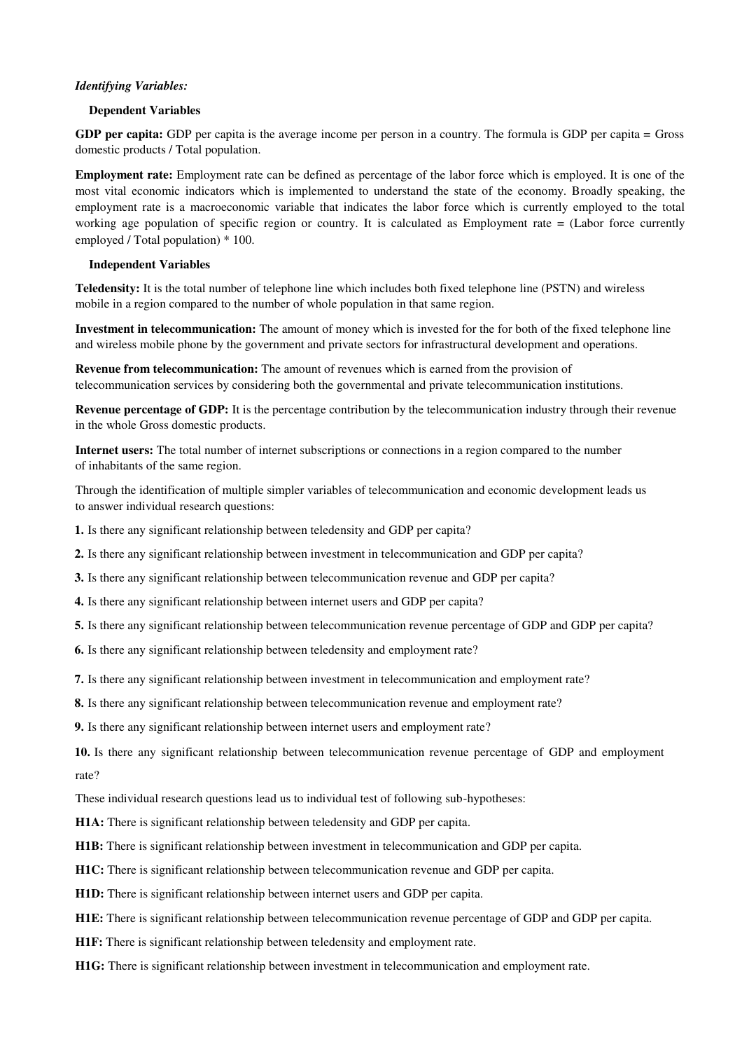***Identifying Variables:***

**Dependent Variables**

**GDP per capita:** GDP per capita is the average income per person in a country. The formula is GDP per capita = Gross domestic products / Total population.

**Employment rate:** Employment rate can be defined as percentage of the labor force which is employed. It is one of the most vital economic indicators which is implemented to understand the state of the economy. Broadly speaking, the employment rate is a macroeconomic variable that indicates the labor force which is currently employed to the total working age population of specific region or country. It is calculated as Employment rate = (Labor force currently employed / Total population) * 100.

**Independent Variables**

**Teledensity:** It is the total number of telephone line which includes both fixed telephone line (PSTN) and wireless mobile in a region compared to the number of whole population in that same region.

**Investment in telecommunication:** The amount of money which is invested for the for both of the fixed telephone line and wireless mobile phone by the government and private sectors for infrastructural development and operations.

**Revenue from telecommunication:** The amount of revenues which is earned from the provision of telecommunication services by considering both the governmental and private telecommunication institutions.

**Revenue percentage of GDP:** It is the percentage contribution by the telecommunication industry through their revenue in the whole Gross domestic products.

**Internet users:** The total number of internet subscriptions or connections in a region compared to the number of inhabitants of the same region.

Through the identification of multiple simpler variables of telecommunication and economic development leads us to answer individual research questions:

**1.** Is there any significant relationship between teledensity and GDP per capita?

**2.** Is there any significant relationship between investment in telecommunication and GDP per capita?

**3.** Is there any significant relationship between telecommunication revenue and GDP per capita?

**4.** Is there any significant relationship between internet users and GDP per capita?

**5.** Is there any significant relationship between telecommunication revenue percentage of GDP and GDP per capita?

**6.** Is there any significant relationship between teledensity and employment rate?

**7.** Is there any significant relationship between investment in telecommunication and employment rate?

**8.** Is there any significant relationship between telecommunication revenue and employment rate?

**9.** Is there any significant relationship between internet users and employment rate?

**10.** Is there any significant relationship between telecommunication revenue percentage of GDP and employment rate?

These individual research questions lead us to individual test of following sub-hypotheses:

**H1A:** There is significant relationship between teledensity and GDP per capita.

**H1B:** There is significant relationship between investment in telecommunication and GDP per capita.

**H1C:** There is significant relationship between telecommunication revenue and GDP per capita.

**H1D:** There is significant relationship between internet users and GDP per capita.

**H1E:** There is significant relationship between telecommunication revenue percentage of GDP and GDP per capita.

**H1F:** There is significant relationship between teledensity and employment rate.

**H1G:** There is significant relationship between investment in telecommunication and employment rate.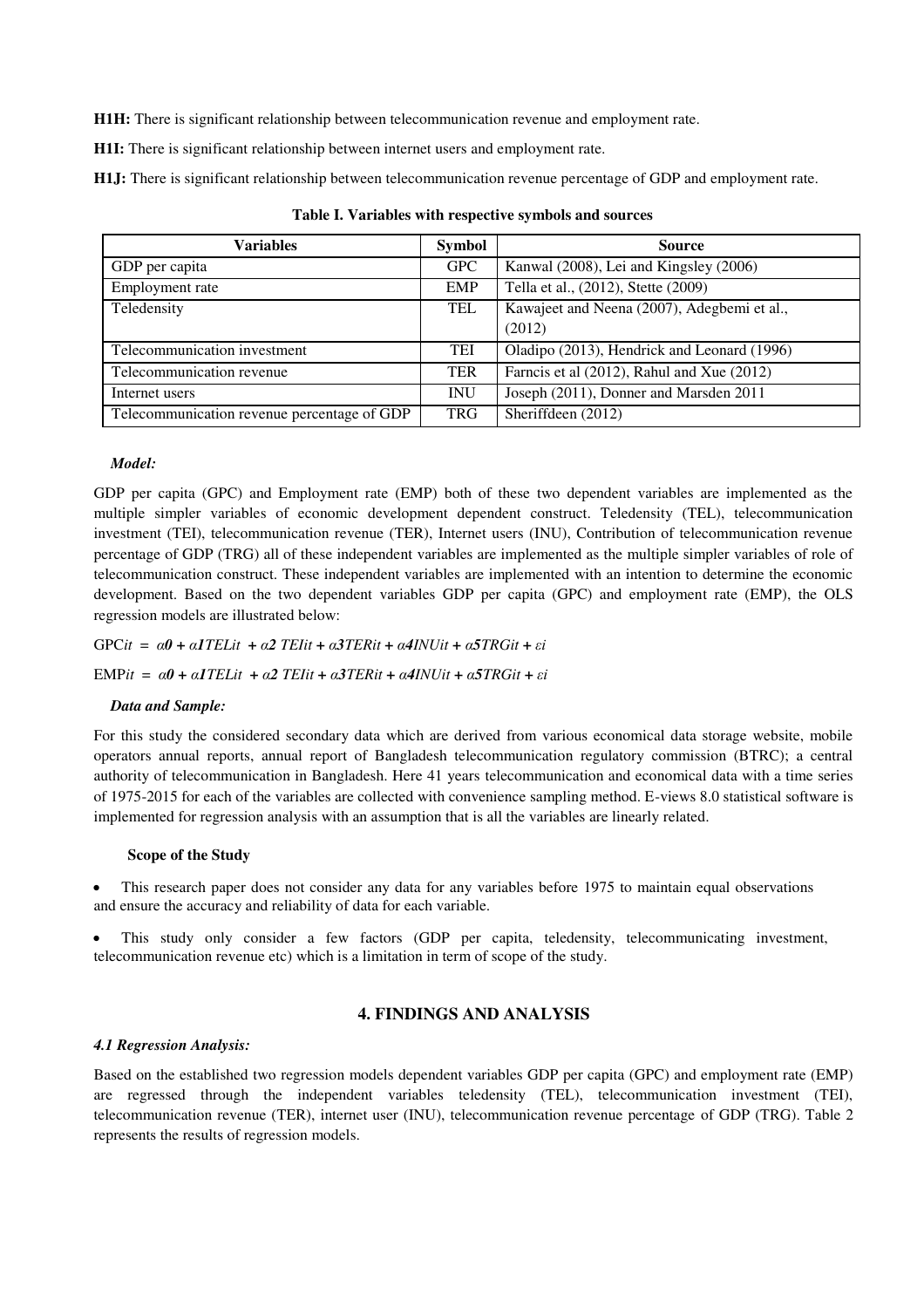**H1H:** There is significant relationship between telecommunication revenue and employment rate.

**H1I:** There is significant relationship between internet users and employment rate.

**H1J:** There is significant relationship between telecommunication revenue percentage of GDP and employment rate.

**Table I. Variables with respective symbols and sources**

| Variables | Symbol | Source |
| --- | --- | --- |
| GDP per capita | GPC | Kanwal (2008), Lei and Kingsley (2006) |
| Employment rate | EMP | Tella et al., (2012), Stette (2009) |
| Teledensity | TEL | Kawajeet and Neena (2007), Adegbemi et al., (2012) |
| Telecommunication investment | TEI | Oladipo (2013), Hendrick and Leonard (1996) |
| Telecommunication revenue | TER | Farncis et al (2012), Rahul and Xue (2012) |
| Internet users | INU | Joseph (2011), Donner and Marsden 2011 |
| Telecommunication revenue percentage of GDP | TRG | Sheriffdeen (2012) |

***Model:***

GDP per capita (GPC) and Employment rate (EMP) both of these two dependent variables are implemented as the multiple simpler variables of economic development dependent construct. Teledensity (TEL), telecommunication investment (TEI), telecommunication revenue (TER), Internet users (INU), Contribution of telecommunication revenue percentage of GDP (TRG) all of these independent variables are implemented as the multiple simpler variables of role of telecommunication construct. These independent variables are implemented with an intention to determine the economic development. Based on the two dependent variables GDP per capita (GPC) and employment rate (EMP), the OLS regression models are illustrated below:

$$GPC_{it} = \alpha_0 + \alpha_1 TEL_{it} + \alpha_2 TEI_{it} + \alpha_3 TER_{it} + \alpha_4 INU_{it} + \alpha_5 TRG_{it} + \varepsilon_i$$

$$EMP_{it} = \alpha_0 + \alpha_1 TEL_{it} + \alpha_2 TEI_{it} + \alpha_3 TER_{it} + \alpha_4 INU_{it} + \alpha_5 TRG_{it} + \varepsilon_i$$

***Data and Sample:***

For this study the considered secondary data which are derived from various economical data storage website, mobile operators annual reports, annual report of Bangladesh telecommunication regulatory commission (BTRC); a central authority of telecommunication in Bangladesh. Here 41 years telecommunication and economical data with a time series of 1975-2015 for each of the variables are collected with convenience sampling method. E-views 8.0 statistical software is implemented for regression analysis with an assumption that is all the variables are linearly related.

**Scope of the Study**

- This research paper does not consider any data for any variables before 1975 to maintain equal observations and ensure the accuracy and reliability of data for each variable.
- This study only consider a few factors (GDP per capita, teledensity, telecommunicating investment, telecommunication revenue etc) which is a limitation in term of scope of the study.

## 4. FINDINGS AND ANALYSIS

### *4.1 Regression Analysis:*

Based on the established two regression models dependent variables GDP per capita (GPC) and employment rate (EMP) are regressed through the independent variables teledensity (TEL), telecommunication investment (TEI), telecommunication revenue (TER), internet user (INU), telecommunication revenue percentage of GDP (TRG). Table 2 represents the results of regression models.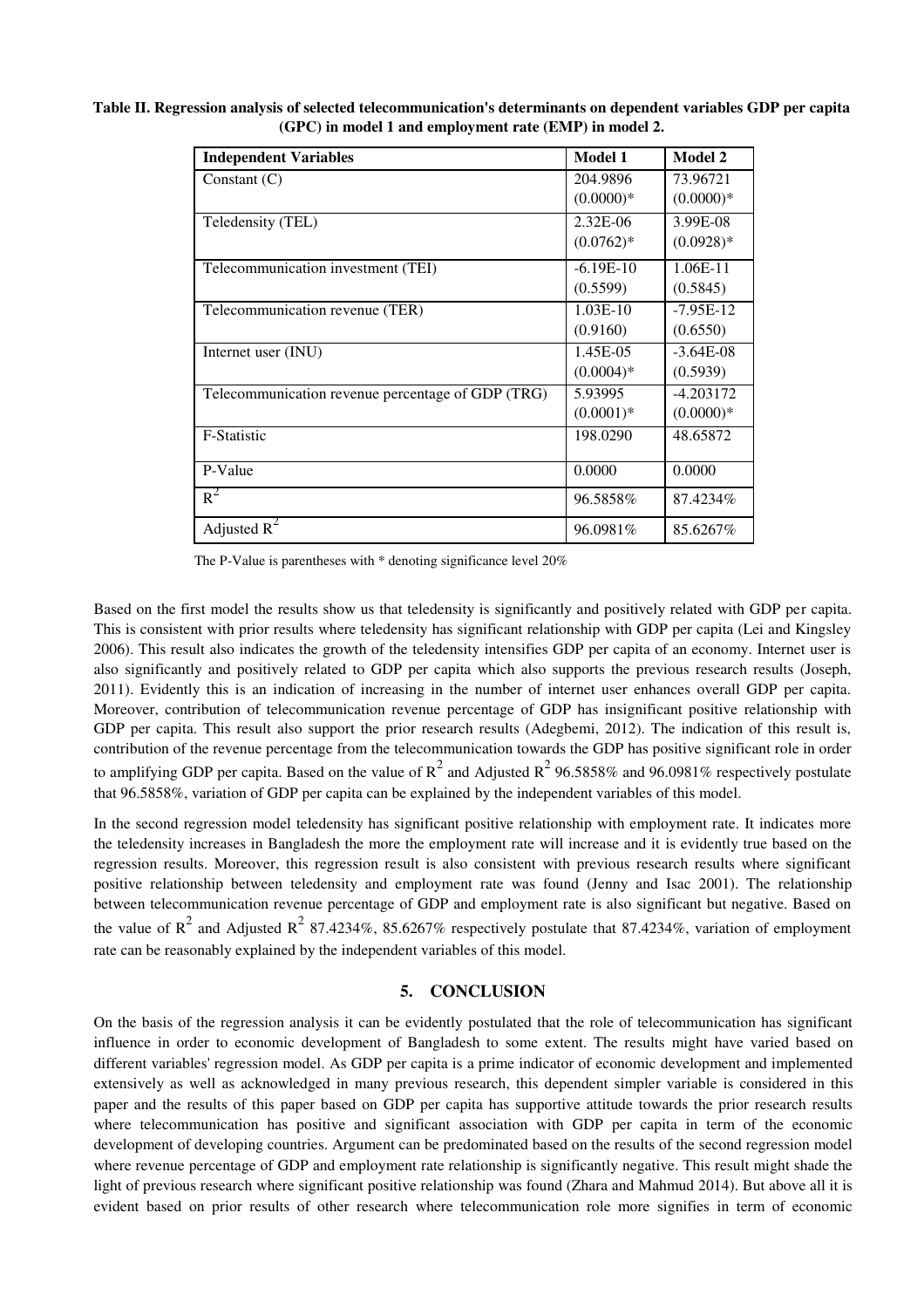**Table II. Regression analysis of selected telecommunication's determinants on dependent variables GDP per capita (GPC) in model 1 and employment rate (EMP) in model 2.**

| Independent Variables | Model 1 | Model 2 |
|---|---|---|
| Constant (C) | 204.9896 (0.0000)* | 73.96721 (0.0000)* |
| Teledensity (TEL) | 2.32E-06 (0.0762)* | 3.99E-08 (0.0928)* |
| Telecommunication investment (TEI) | -6.19E-10 (0.5599) | 1.06E-11 (0.5845) |
| Telecommunication revenue (TER) | 1.03E-10 (0.9160) | -7.95E-12 (0.6550) |
| Internet user (INU) | 1.45E-05 (0.0004)* | -3.64E-08 (0.5939) |
| Telecommunication revenue percentage of GDP (TRG) | 5.93995 (0.0001)* | -4.203172 (0.0000)* |
| F-Statistic | 198.0290 | 48.65872 |
| P-Value | 0.0000 | 0.0000 |
| $R^2$ | 96.5858% | 87.4234% |
| Adjusted $R^2$ | 96.0981% | 85.6267% |

The P-Value is parentheses with * denoting significance level 20%

Based on the first model the results show us that teledensity is significantly and positively related with GDP per capita. This is consistent with prior results where teledensity has significant relationship with GDP per capita (Lei and Kingsley 2006). This result also indicates the growth of the teledensity intensifies GDP per capita of an economy. Internet user is also significantly and positively related to GDP per capita which also supports the previous research results (Joseph, 2011). Evidently this is an indication of increasing in the number of internet user enhances overall GDP per capita. Moreover, contribution of telecommunication revenue percentage of GDP has insignificant positive relationship with GDP per capita. This result also support the prior research results (Adegbemi, 2012). The indication of this result is, contribution of the revenue percentage from the telecommunication towards the GDP has positive significant role in order to amplifying GDP per capita. Based on the value of $R^2$ and Adjusted $R^2$ 96.5858% and 96.0981% respectively postulate that 96.5858%, variation of GDP per capita can be explained by the independent variables of this model.

In the second regression model teledensity has significant positive relationship with employment rate. It indicates more the teledensity increases in Bangladesh the more the employment rate will increase and it is evidently true based on the regression results. Moreover, this regression result is also consistent with previous research results where significant positive relationship between teledensity and employment rate was found (Jenny and Isac 2001). The relationship between telecommunication revenue percentage of GDP and employment rate is also significant but negative. Based on the value of $R^2$ and Adjusted $R^2$ 87.4234%, 85.6267% respectively postulate that 87.4234%, variation of employment rate can be reasonably explained by the independent variables of this model.

## 5. CONCLUSION

On the basis of the regression analysis it can be evidently postulated that the role of telecommunication has significant influence in order to economic development of Bangladesh to some extent. The results might have varied based on different variables' regression model. As GDP per capita is a prime indicator of economic development and implemented extensively as well as acknowledged in many previous research, this dependent simpler variable is considered in this paper and the results of this paper based on GDP per capita has supportive attitude towards the prior research results where telecommunication has positive and significant association with GDP per capita in term of the economic development of developing countries. Argument can be predominated based on the results of the second regression model where revenue percentage of GDP and employment rate relationship is significantly negative. This result might shade the light of previous research where significant positive relationship was found (Zhara and Mahmud 2014). But above all it is evident based on prior results of other research where telecommunication role more signifies in term of economic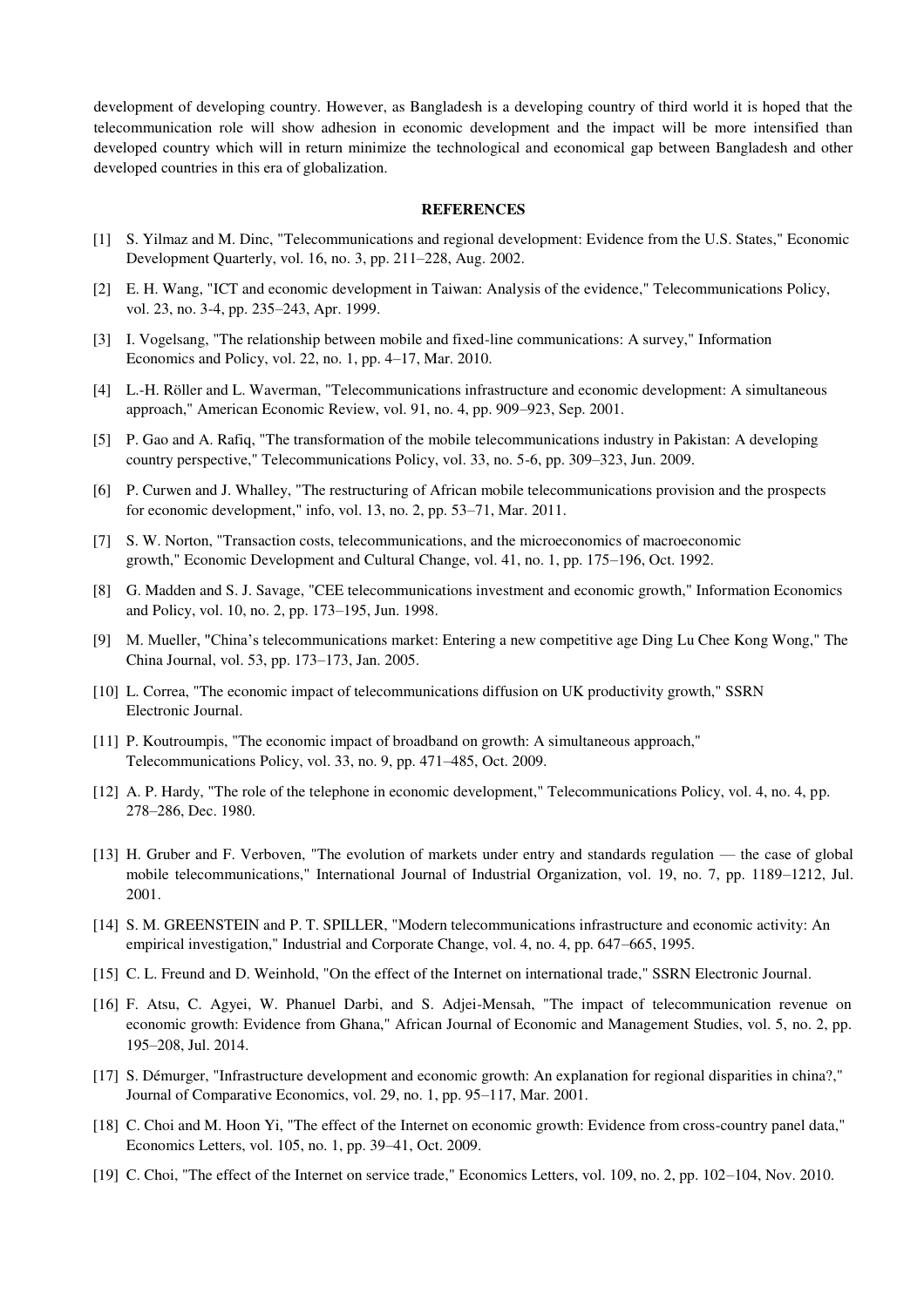development of developing country. However, as Bangladesh is a developing country of third world it is hoped that the telecommunication role will show adhesion in economic development and the impact will be more intensified than developed country which will in return minimize the technological and economical gap between Bangladesh and other developed countries in this era of globalization.

## REFERENCES

[1] S. Yilmaz and M. Dinc, "Telecommunications and regional development: Evidence from the U.S. States," Economic Development Quarterly, vol. 16, no. 3, pp. 211–228, Aug. 2002.

[2] E. H. Wang, "ICT and economic development in Taiwan: Analysis of the evidence," Telecommunications Policy, vol. 23, no. 3-4, pp. 235–243, Apr. 1999.

[3] I. Vogelsang, "The relationship between mobile and fixed-line communications: A survey," Information Economics and Policy, vol. 22, no. 1, pp. 4–17, Mar. 2010.

[4] L.-H. Röller and L. Waverman, "Telecommunications infrastructure and economic development: A simultaneous approach," American Economic Review, vol. 91, no. 4, pp. 909–923, Sep. 2001.

[5] P. Gao and A. Rafiq, "The transformation of the mobile telecommunications industry in Pakistan: A developing country perspective," Telecommunications Policy, vol. 33, no. 5-6, pp. 309–323, Jun. 2009.

[6] P. Curwen and J. Whalley, "The restructuring of African mobile telecommunications provision and the prospects for economic development," info, vol. 13, no. 2, pp. 53–71, Mar. 2011.

[7] S. W. Norton, "Transaction costs, telecommunications, and the microeconomics of macroeconomic growth," Economic Development and Cultural Change, vol. 41, no. 1, pp. 175–196, Oct. 1992.

[8] G. Madden and S. J. Savage, "CEE telecommunications investment and economic growth," Information Economics and Policy, vol. 10, no. 2, pp. 173–195, Jun. 1998.

[9] M. Mueller, "China's telecommunications market: Entering a new competitive age Ding Lu Chee Kong Wong," The China Journal, vol. 53, pp. 173–173, Jan. 2005.

[10] L. Correa, "The economic impact of telecommunications diffusion on UK productivity growth," SSRN Electronic Journal.

[11] P. Koutroumpis, "The economic impact of broadband on growth: A simultaneous approach," Telecommunications Policy, vol. 33, no. 9, pp. 471–485, Oct. 2009.

[12] A. P. Hardy, "The role of the telephone in economic development," Telecommunications Policy, vol. 4, no. 4, pp. 278–286, Dec. 1980.

[13] H. Gruber and F. Verboven, "The evolution of markets under entry and standards regulation — the case of global mobile telecommunications," International Journal of Industrial Organization, vol. 19, no. 7, pp. 1189–1212, Jul. 2001.

[14] S. M. GREENSTEIN and P. T. SPILLER, "Modern telecommunications infrastructure and economic activity: An empirical investigation," Industrial and Corporate Change, vol. 4, no. 4, pp. 647–665, 1995.

[15] C. L. Freund and D. Weinhold, "On the effect of the Internet on international trade," SSRN Electronic Journal.

[16] F. Atsu, C. Agyei, W. Phanuel Darbi, and S. Adjei-Mensah, "The impact of telecommunication revenue on economic growth: Evidence from Ghana," African Journal of Economic and Management Studies, vol. 5, no. 2, pp. 195–208, Jul. 2014.

[17] S. Démurger, "Infrastructure development and economic growth: An explanation for regional disparities in china?," Journal of Comparative Economics, vol. 29, no. 1, pp. 95–117, Mar. 2001.

[18] C. Choi and M. Hoon Yi, "The effect of the Internet on economic growth: Evidence from cross-country panel data," Economics Letters, vol. 105, no. 1, pp. 39–41, Oct. 2009.

[19] C. Choi, "The effect of the Internet on service trade," Economics Letters, vol. 109, no. 2, pp. 102–104, Nov. 2010.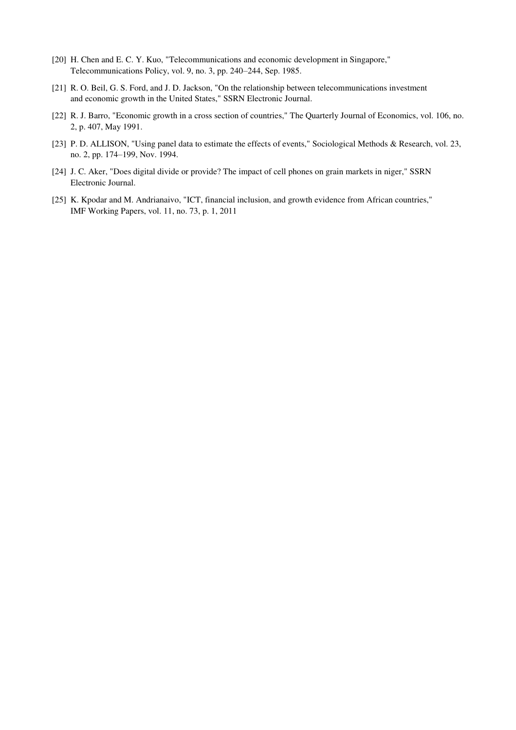[20] H. Chen and E. C. Y. Kuo, "Telecommunications and economic development in Singapore," Telecommunications Policy, vol. 9, no. 3, pp. 240–244, Sep. 1985.

[21] R. O. Beil, G. S. Ford, and J. D. Jackson, "On the relationship between telecommunications investment and economic growth in the United States," SSRN Electronic Journal.

[22] R. J. Barro, "Economic growth in a cross section of countries," The Quarterly Journal of Economics, vol. 106, no. 2, p. 407, May 1991.

[23] P. D. ALLISON, "Using panel data to estimate the effects of events," Sociological Methods & Research, vol. 23, no. 2, pp. 174–199, Nov. 1994.

[24] J. C. Aker, "Does digital divide or provide? The impact of cell phones on grain markets in niger," SSRN Electronic Journal.

[25] K. Kpodar and M. Andrianaivo, "ICT, financial inclusion, and growth evidence from African countries," IMF Working Papers, vol. 11, no. 73, p. 1, 2011